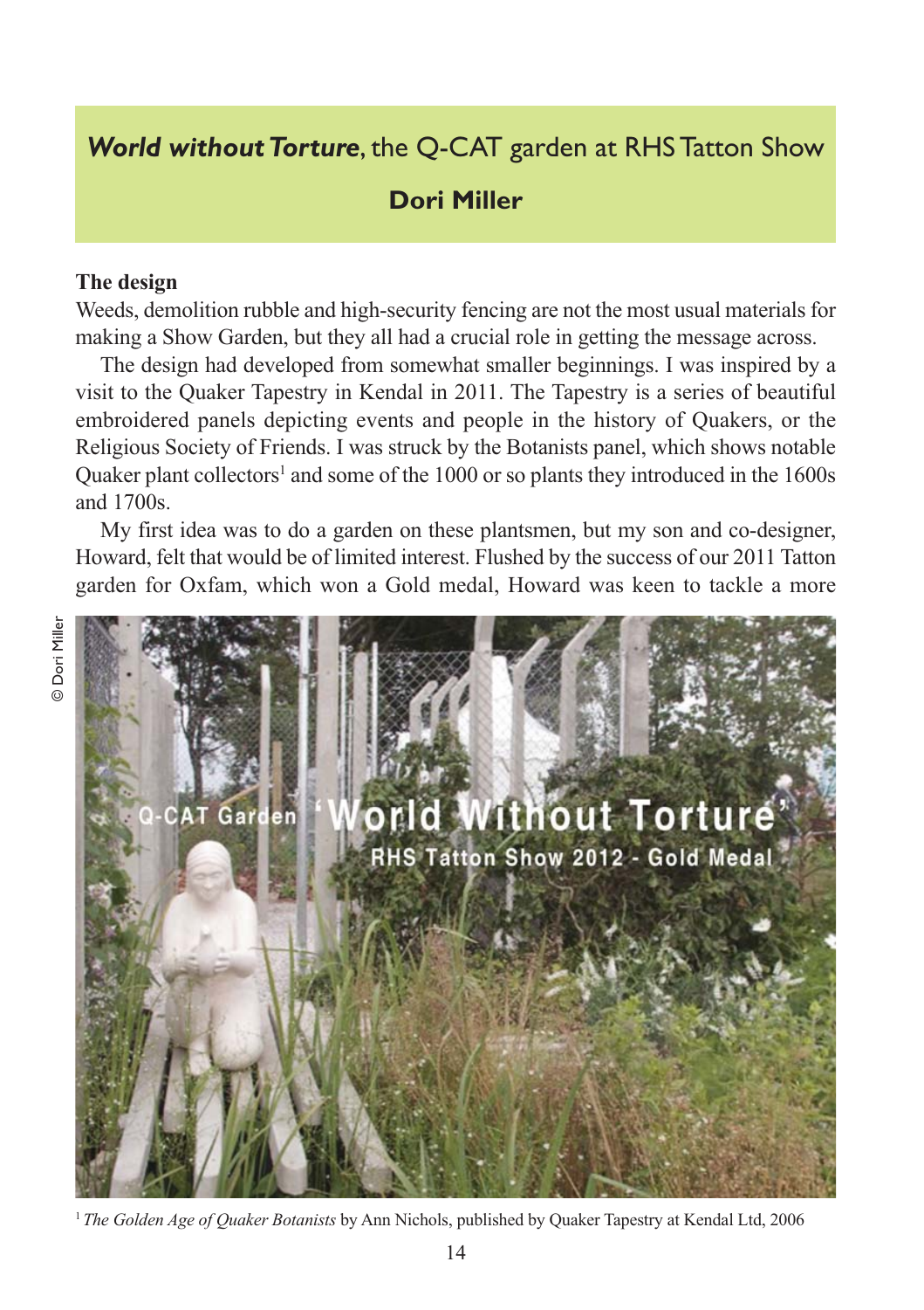# *World without Torture*, the Q-CAT garden at RHS Tatton Show

## Dori Miller

**The design**

Weeds, demolition rubble and high-security fencing are not the most usual materials for making a Show Garden, but they all had a crucial role in getting the message across.

The design had developed from somewhat smaller beginnings. I was inspired by a visit to the Quaker Tapestry in Kendal in 2011. The Tapestry is a series of beautiful embroidered panels depicting events and people in the history of Quakers, or the Religious Society of Friends. I was struck by the Botanists panel, which shows notable Quaker plant collectors[1] and some of the 1000 or so plants they introduced in the 1600s and 1700s.

My first idea was to do a garden on these plantsmen, but my son and co-designer, Howard, felt that would be of limited interest. Flushed by the success of our 2011 Tatton garden for Oxfam, which won a Gold medal, Howard was keen to tackle a more

© Dori Miller

[1] *The Golden Age of Quaker Botanists* by Ann Nichols, published by Quaker Tapestry at Kendal Ltd, 2006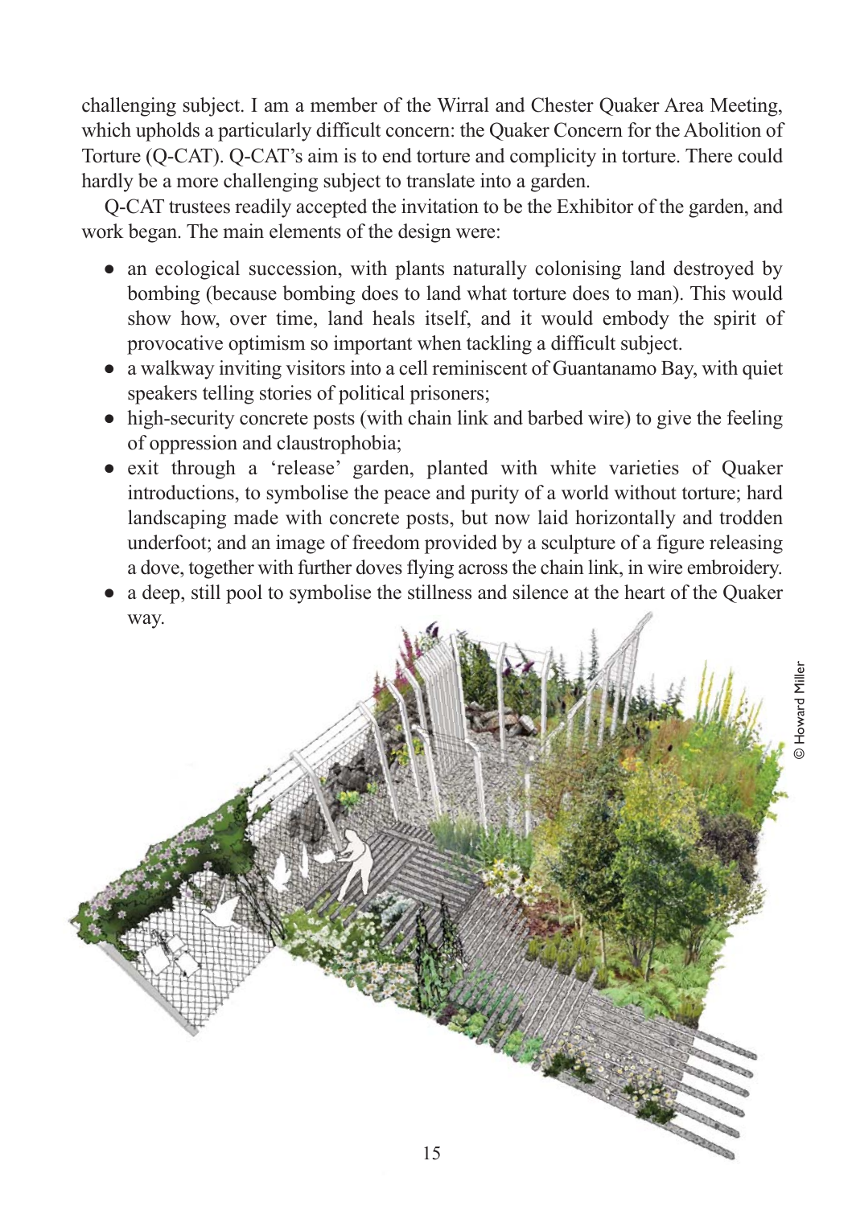challenging subject. I am a member of the Wirral and Chester Quaker Area Meeting, which upholds a particularly difficult concern: the Quaker Concern for the Abolition of Torture (Q-CAT). Q-CAT's aim is to end torture and complicity in torture. There could hardly be a more challenging subject to translate into a garden.

Q-CAT trustees readily accepted the invitation to be the Exhibitor of the garden, and work began. The main elements of the design were:

- an ecological succession, with plants naturally colonising land destroyed by bombing (because bombing does to land what torture does to man). This would show how, over time, land heals itself, and it would embody the spirit of provocative optimism so important when tackling a difficult subject.
- a walkway inviting visitors into a cell reminiscent of Guantanamo Bay, with quiet speakers telling stories of political prisoners;
- high-security concrete posts (with chain link and barbed wire) to give the feeling of oppression and claustrophobia;
- exit through a 'release' garden, planted with white varieties of Quaker introductions, to symbolise the peace and purity of a world without torture; hard landscaping made with concrete posts, but now laid horizontally and trodden underfoot; and an image of freedom provided by a sculpture of a figure releasing a dove, together with further doves flying across the chain link, in wire embroidery.
- a deep, still pool to symbolise the stillness and silence at the heart of the Quaker way.

© Howard Miller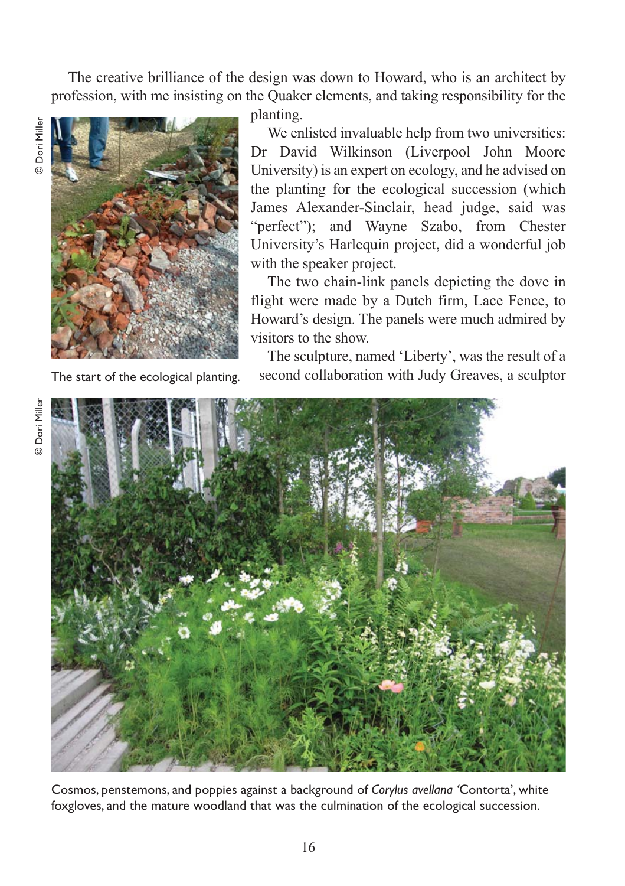The creative brilliance of the design was down to Howard, who is an architect by profession, with me insisting on the Quaker elements, and taking responsibility for the planting.

We enlisted invaluable help from two universities: Dr David Wilkinson (Liverpool John Moore University) is an expert on ecology, and he advised on the planting for the ecological succession (which James Alexander-Sinclair, head judge, said was "perfect"); and Wayne Szabo, from Chester University's Harlequin project, did a wonderful job with the speaker project.

The two chain-link panels depicting the dove in flight were made by a Dutch firm, Lace Fence, to Howard's design. The panels were much admired by visitors to the show.

The sculpture, named 'Liberty', was the result of a second collaboration with Judy Greaves, a sculptor

© Dori Miller

The start of the ecological planting.

© Dori Miller

Cosmos, penstemons, and poppies against a background of *Corylus avellana* 'Contorta', white foxgloves, and the mature woodland that was the culmination of the ecological succession.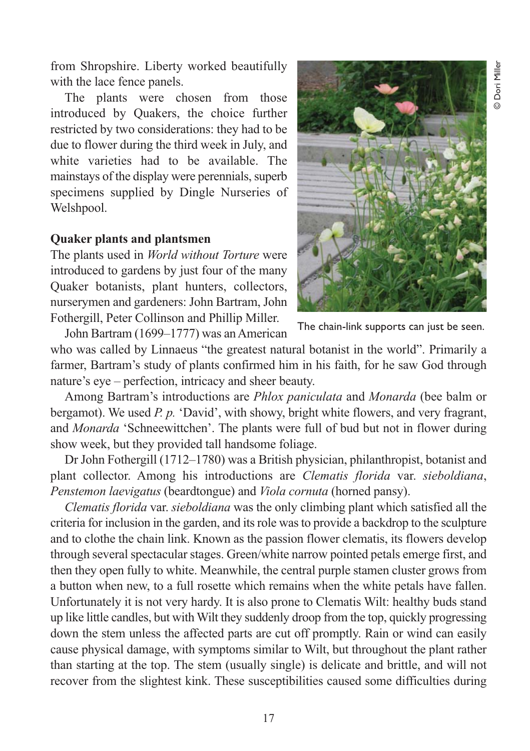from Shropshire. Liberty worked beautifully with the lace fence panels.

The plants were chosen from those introduced by Quakers, the choice further restricted by two considerations: they had to be due to flower during the third week in July, and white varieties had to be available. The mainstays of the display were perennials, superb specimens supplied by Dingle Nurseries of Welshpool.

The chain-link supports can just be seen.

© Dori Miller

**Quaker plants and plantsmen**

The plants used in *World without Torture* were introduced to gardens by just four of the many Quaker botanists, plant hunters, collectors, nurserymen and gardeners: John Bartram, John Fothergill, Peter Collinson and Phillip Miller.

John Bartram (1699–1777) was an American who was called by Linnaeus "the greatest natural botanist in the world". Primarily a farmer, Bartram's study of plants confirmed him in his faith, for he saw God through nature's eye – perfection, intricacy and sheer beauty.

Among Bartram's introductions are *Phlox paniculata* and *Monarda* (bee balm or bergamot). We used *P. p.* 'David', with showy, bright white flowers, and very fragrant, and *Monarda* 'Schneewittchen'. The plants were full of bud but not in flower during show week, but they provided tall handsome foliage.

Dr John Fothergill (1712–1780) was a British physician, philanthropist, botanist and plant collector. Among his introductions are *Clematis florida* var. *sieboldiana*, *Penstemon laevigatus* (beardtongue) and *Viola cornuta* (horned pansy).

*Clematis florida* var. *sieboldiana* was the only climbing plant which satisfied all the criteria for inclusion in the garden, and its role was to provide a backdrop to the sculpture and to clothe the chain link. Known as the passion flower clematis, its flowers develop through several spectacular stages. Green/white narrow pointed petals emerge first, and then they open fully to white. Meanwhile, the central purple stamen cluster grows from a button when new, to a full rosette which remains when the white petals have fallen. Unfortunately it is not very hardy. It is also prone to Clematis Wilt: healthy buds stand up like little candles, but with Wilt they suddenly droop from the top, quickly progressing down the stem unless the affected parts are cut off promptly. Rain or wind can easily cause physical damage, with symptoms similar to Wilt, but throughout the plant rather than starting at the top. The stem (usually single) is delicate and brittle, and will not recover from the slightest kink. These susceptibilities caused some difficulties during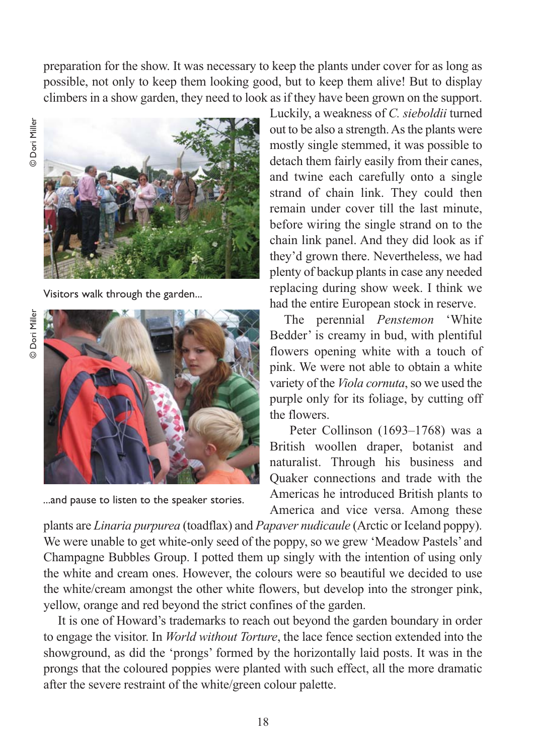preparation for the show. It was necessary to keep the plants under cover for as long as possible, not only to keep them looking good, but to keep them alive! But to display climbers in a show garden, they need to look as if they have been grown on the support. Luckily, a weakness of *C. sieboldii* turned out to be also a strength. As the plants were mostly single stemmed, it was possible to detach them fairly easily from their canes, and twine each carefully onto a single strand of chain link. They could then remain under cover till the last minute, before wiring the single strand on to the chain link panel. And they did look as if they'd grown there. Nevertheless, we had plenty of backup plants in case any needed replacing during show week. I think we had the entire European stock in reserve.

© Dori Miller

Visitors walk through the garden...

© Dori Miller

...and pause to listen to the speaker stories.

The perennial *Penstemon* 'White Bedder' is creamy in bud, with plentiful flowers opening white with a touch of pink. We were not able to obtain a white variety of the *Viola cornuta*, so we used the purple only for its foliage, by cutting off the flowers.

Peter Collinson (1693–1768) was a British woollen draper, botanist and naturalist. Through his business and Quaker connections and trade with the Americas he introduced British plants to America and vice versa. Among these plants are *Linaria purpurea* (toadflax) and *Papaver nudicaule* (Arctic or Iceland poppy). We were unable to get white-only seed of the poppy, so we grew 'Meadow Pastels' and Champagne Bubbles Group. I potted them up singly with the intention of using only the white and cream ones. However, the colours were so beautiful we decided to use the white/cream amongst the other white flowers, but develop into the stronger pink, yellow, orange and red beyond the strict confines of the garden.

It is one of Howard's trademarks to reach out beyond the garden boundary in order to engage the visitor. In *World without Torture*, the lace fence section extended into the showground, as did the 'prongs' formed by the horizontally laid posts. It was in the prongs that the coloured poppies were planted with such effect, all the more dramatic after the severe restraint of the white/green colour palette.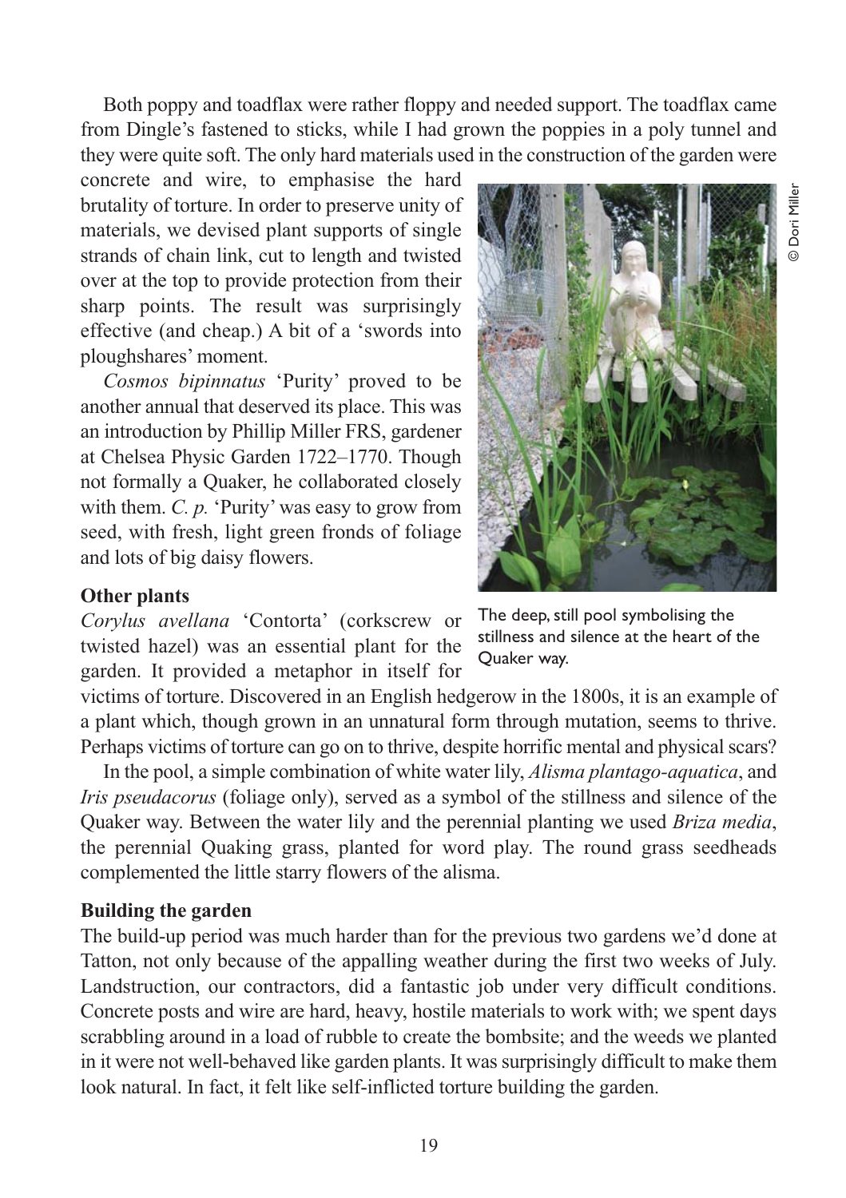Both poppy and toadflax were rather floppy and needed support. The toadflax came from Dingle's fastened to sticks, while I had grown the poppies in a poly tunnel and they were quite soft. The only hard materials used in the construction of the garden were concrete and wire, to emphasise the hard brutality of torture. In order to preserve unity of materials, we devised plant supports of single strands of chain link, cut to length and twisted over at the top to provide protection from their sharp points. The result was surprisingly effective (and cheap.) A bit of a 'swords into ploughshares' moment.

*Cosmos bipinnatus* 'Purity' proved to be another annual that deserved its place. This was an introduction by Phillip Miller FRS, gardener at Chelsea Physic Garden 1722–1770. Though not formally a Quaker, he collaborated closely with them. *C. p.* 'Purity' was easy to grow from seed, with fresh, light green fronds of foliage and lots of big daisy flowers.

© Dori Miller

The deep, still pool symbolising the stillness and silence at the heart of the Quaker way.

**Other plants**

*Corylus avellana* 'Contorta' (corkscrew or twisted hazel) was an essential plant for the garden. It provided a metaphor in itself for victims of torture. Discovered in an English hedgerow in the 1800s, it is an example of a plant which, though grown in an unnatural form through mutation, seems to thrive. Perhaps victims of torture can go on to thrive, despite horrific mental and physical scars?

In the pool, a simple combination of white water lily, *Alisma plantago-aquatica*, and *Iris pseudacorus* (foliage only), served as a symbol of the stillness and silence of the Quaker way. Between the water lily and the perennial planting we used *Briza media*, the perennial Quaking grass, planted for word play. The round grass seedheads complemented the little starry flowers of the alisma.

**Building the garden**

The build-up period was much harder than for the previous two gardens we'd done at Tatton, not only because of the appalling weather during the first two weeks of July. Landstruction, our contractors, did a fantastic job under very difficult conditions. Concrete posts and wire are hard, heavy, hostile materials to work with; we spent days scrabbling around in a load of rubble to create the bombsite; and the weeds we planted in it were not well-behaved like garden plants. It was surprisingly difficult to make them look natural. In fact, it felt like self-inflicted torture building the garden.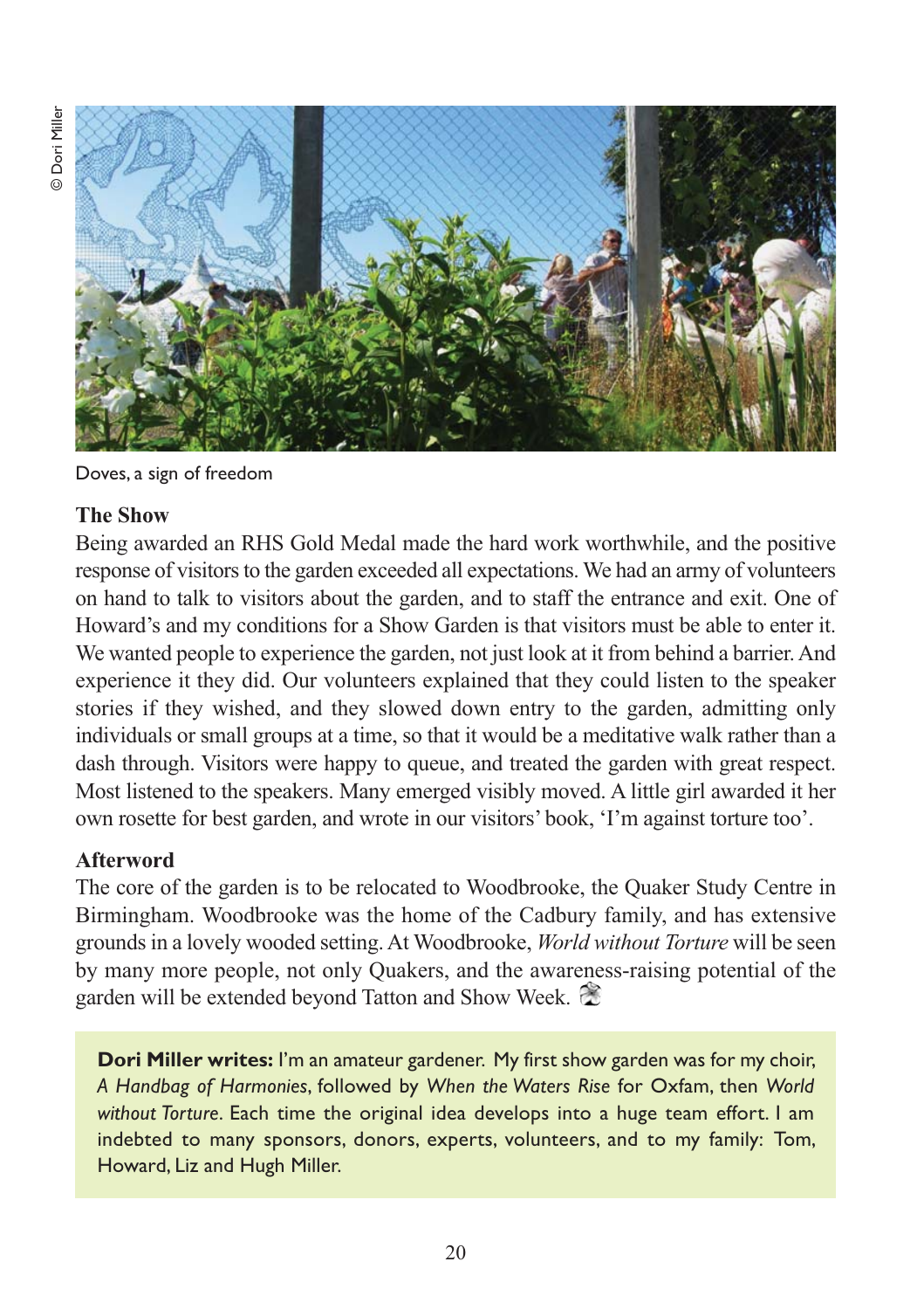© Dori Miller

Doves, a sign of freedom

### The Show

Being awarded an RHS Gold Medal made the hard work worthwhile, and the positive response of visitors to the garden exceeded all expectations. We had an army of volunteers on hand to talk to visitors about the garden, and to staff the entrance and exit. One of Howard's and my conditions for a Show Garden is that visitors must be able to enter it. We wanted people to experience the garden, not just look at it from behind a barrier. And experience it they did. Our volunteers explained that they could listen to the speaker stories if they wished, and they slowed down entry to the garden, admitting only individuals or small groups at a time, so that it would be a meditative walk rather than a dash through. Visitors were happy to queue, and treated the garden with great respect. Most listened to the speakers. Many emerged visibly moved. A little girl awarded it her own rosette for best garden, and wrote in our visitors' book, 'I'm against torture too'.

### Afterword

The core of the garden is to be relocated to Woodbrooke, the Quaker Study Centre in Birmingham. Woodbrooke was the home of the Cadbury family, and has extensive grounds in a lovely wooded setting. At Woodbrooke, *World without Torture* will be seen by many more people, not only Quakers, and the awareness-raising potential of the garden will be extended beyond Tatton and Show Week.

**Dori Miller writes:** I'm an amateur gardener. My first show garden was for my choir, *A Handbag of Harmonies*, followed by *When the Waters Rise* for Oxfam, then *World without Torture*. Each time the original idea develops into a huge team effort. I am indebted to many sponsors, donors, experts, volunteers, and to my family: Tom, Howard, Liz and Hugh Miller.